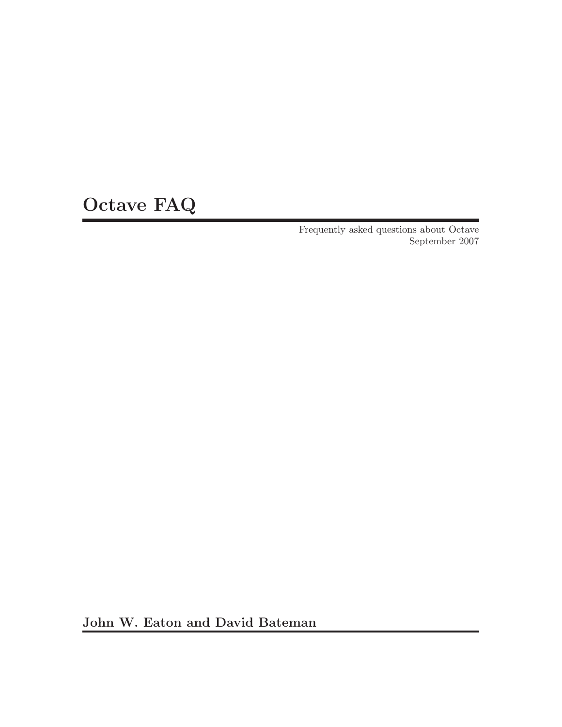# Octave FAQ

Frequently asked questions about Octave
September 2007

**John W. Eaton and David Bateman**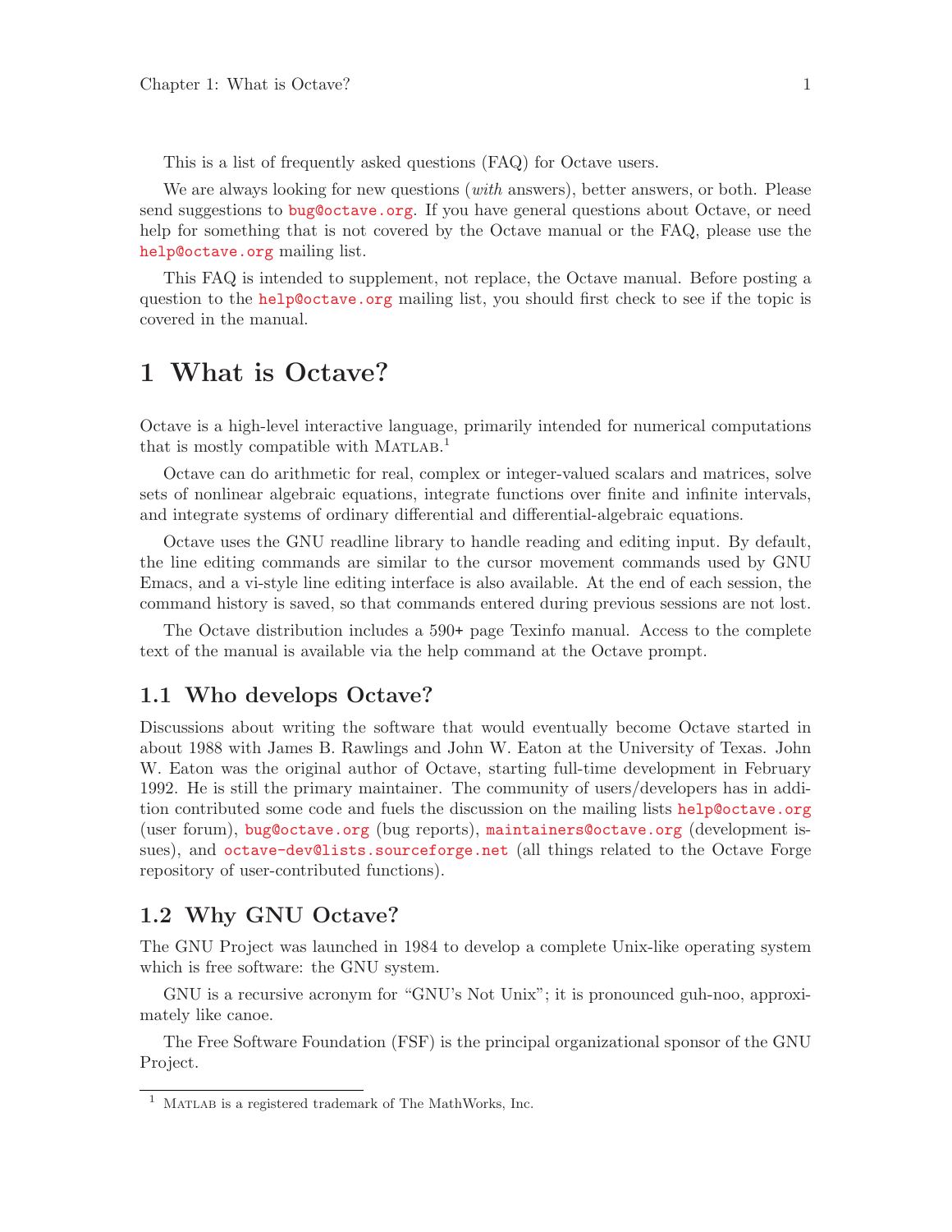This is a list of frequently asked questions (FAQ) for Octave users.

We are always looking for new questions (*with* answers), better answers, or both. Please send suggestions to bug@octave.org. If you have general questions about Octave, or need help for something that is not covered by the Octave manual or the FAQ, please use the help@octave.org mailing list.

This FAQ is intended to supplement, not replace, the Octave manual. Before posting a question to the help@octave.org mailing list, you should first check to see if the topic is covered in the manual.

# 1 What is Octave?

Octave is a high-level interactive language, primarily intended for numerical computations that is mostly compatible with MATLAB.[1]

Octave can do arithmetic for real, complex or integer-valued scalars and matrices, solve sets of nonlinear algebraic equations, integrate functions over finite and infinite intervals, and integrate systems of ordinary differential and differential-algebraic equations.

Octave uses the GNU readline library to handle reading and editing input. By default, the line editing commands are similar to the cursor movement commands used by GNU Emacs, and a vi-style line editing interface is also available. At the end of each session, the command history is saved, so that commands entered during previous sessions are not lost.

The Octave distribution includes a 590+ page Texinfo manual. Access to the complete text of the manual is available via the help command at the Octave prompt.

## 1.1 Who develops Octave?

Discussions about writing the software that would eventually become Octave started in about 1988 with James B. Rawlings and John W. Eaton at the University of Texas. John W. Eaton was the original author of Octave, starting full-time development in February 1992. He is still the primary maintainer. The community of users/developers has in addition contributed some code and fuels the discussion on the mailing lists help@octave.org (user forum), bug@octave.org (bug reports), maintainers@octave.org (development issues), and octave-dev@lists.sourceforge.net (all things related to the Octave Forge repository of user-contributed functions).

## 1.2 Why GNU Octave?

The GNU Project was launched in 1984 to develop a complete Unix-like operating system which is free software: the GNU system.

GNU is a recursive acronym for "GNU's Not Unix"; it is pronounced guh-noo, approximately like canoe.

The Free Software Foundation (FSF) is the principal organizational sponsor of the GNU Project.

[1] MATLAB is a registered trademark of The MathWorks, Inc.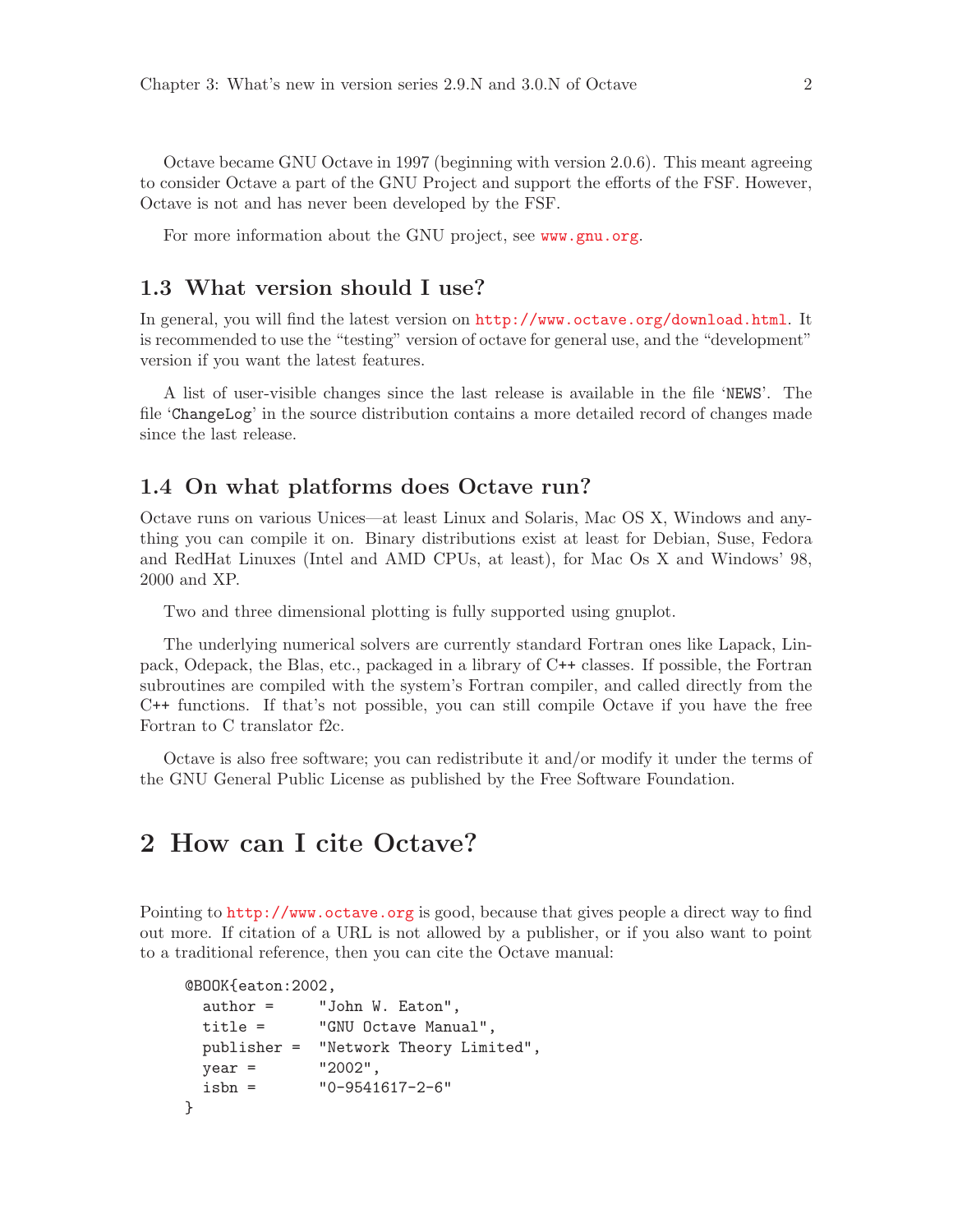Octave became GNU Octave in 1997 (beginning with version 2.0.6). This meant agreeing to consider Octave a part of the GNU Project and support the efforts of the FSF. However, Octave is not and has never been developed by the FSF.

For more information about the GNU project, see www.gnu.org.

## 1.3 What version should I use?

In general, you will find the latest version on http://www.octave.org/download.html. It is recommended to use the "testing" version of octave for general use, and the "development" version if you want the latest features.

A list of user-visible changes since the last release is available in the file 'NEWS'. The file 'ChangeLog' in the source distribution contains a more detailed record of changes made since the last release.

## 1.4 On what platforms does Octave run?

Octave runs on various Unices—at least Linux and Solaris, Mac OS X, Windows and anything you can compile it on. Binary distributions exist at least for Debian, Suse, Fedora and RedHat Linuxes (Intel and AMD CPUs, at least), for Mac Os X and Windows' 98, 2000 and XP.

Two and three dimensional plotting is fully supported using gnuplot.

The underlying numerical solvers are currently standard Fortran ones like Lapack, Linpack, Odepack, the Blas, etc., packaged in a library of C++ classes. If possible, the Fortran subroutines are compiled with the system's Fortran compiler, and called directly from the C++ functions. If that's not possible, you can still compile Octave if you have the free Fortran to C translator f2c.

Octave is also free software; you can redistribute it and/or modify it under the terms of the GNU General Public License as published by the Free Software Foundation.

# 2 How can I cite Octave?

Pointing to http://www.octave.org is good, because that gives people a direct way to find out more. If citation of a URL is not allowed by a publisher, or if you also want to point to a traditional reference, then you can cite the Octave manual:

```
@BOOK{eaton:2002,
  author =     "John W. Eaton",
  title =      "GNU Octave Manual",
  publisher =  "Network Theory Limited",
  year =       "2002",
  isbn =       "0-9541617-2-6"
}
```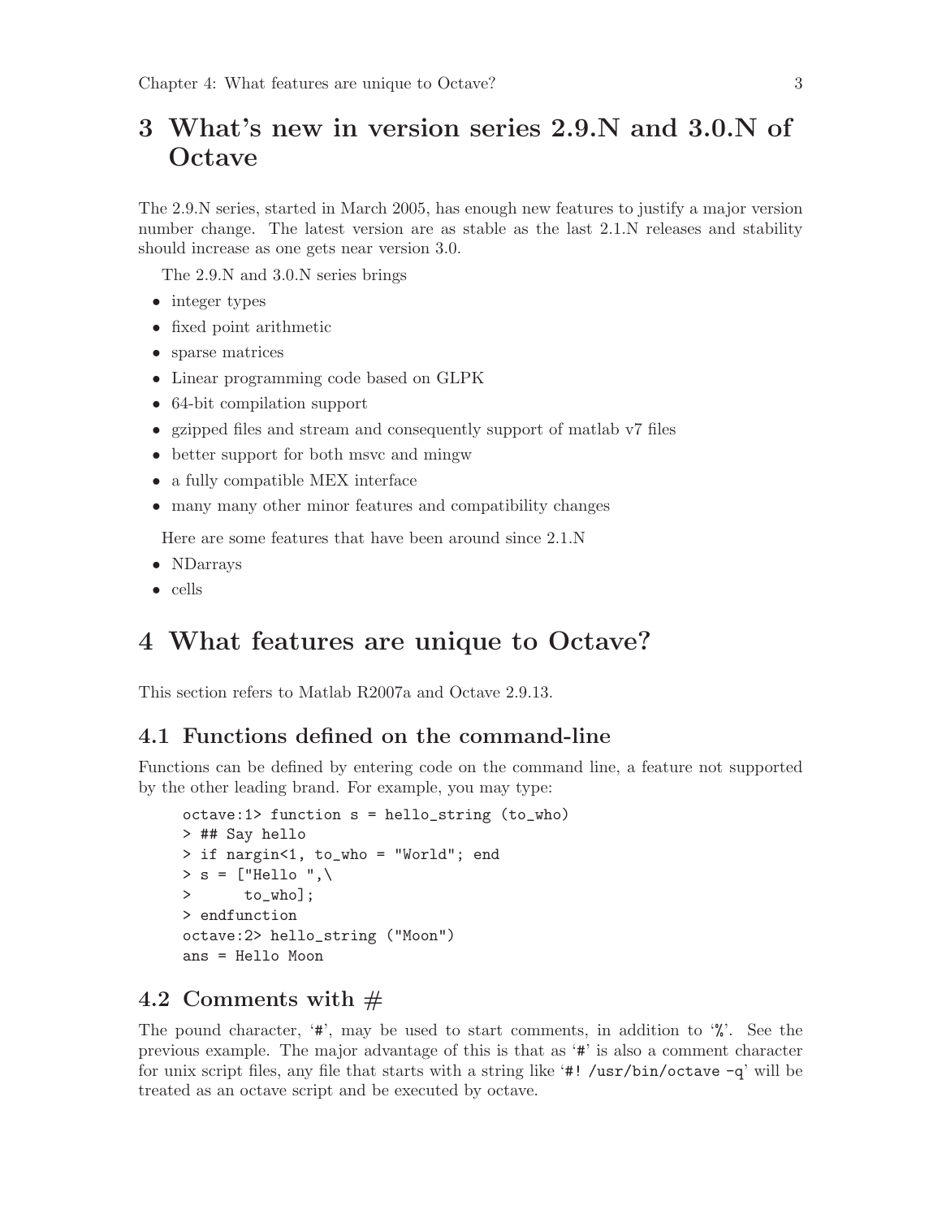# 3 What's new in version series 2.9.N and 3.0.N of Octave

The 2.9.N series, started in March 2005, has enough new features to justify a major version number change. The latest version are as stable as the last 2.1.N releases and stability should increase as one gets near version 3.0.

The 2.9.N and 3.0.N series brings

- integer types
- fixed point arithmetic
- sparse matrices
- Linear programming code based on GLPK
- 64-bit compilation support
- gzipped files and stream and consequently support of matlab v7 files
- better support for both msvc and mingw
- a fully compatible MEX interface
- many many other minor features and compatibility changes

Here are some features that have been around since 2.1.N

- NDarrays
- cells

# 4 What features are unique to Octave?

This section refers to Matlab R2007a and Octave 2.9.13.

## 4.1 Functions defined on the command-line

Functions can be defined by entering code on the command line, a feature not supported by the other leading brand. For example, you may type:

```
octave:1> function s = hello_string (to_who)
> ## Say hello
> if nargin<1, to_who = "World"; end
> s = ["Hello ",\
>      to_who];
> endfunction
octave:2> hello_string ("Moon")
ans = Hello Moon
```

## 4.2 Comments with #

The pound character, '`#`', may be used to start comments, in addition to '`%`'. See the previous example. The major advantage of this is that as '`#`' is also a comment character for unix script files, any file that starts with a string like '`#! /usr/bin/octave -q`' will be treated as an octave script and be executed by octave.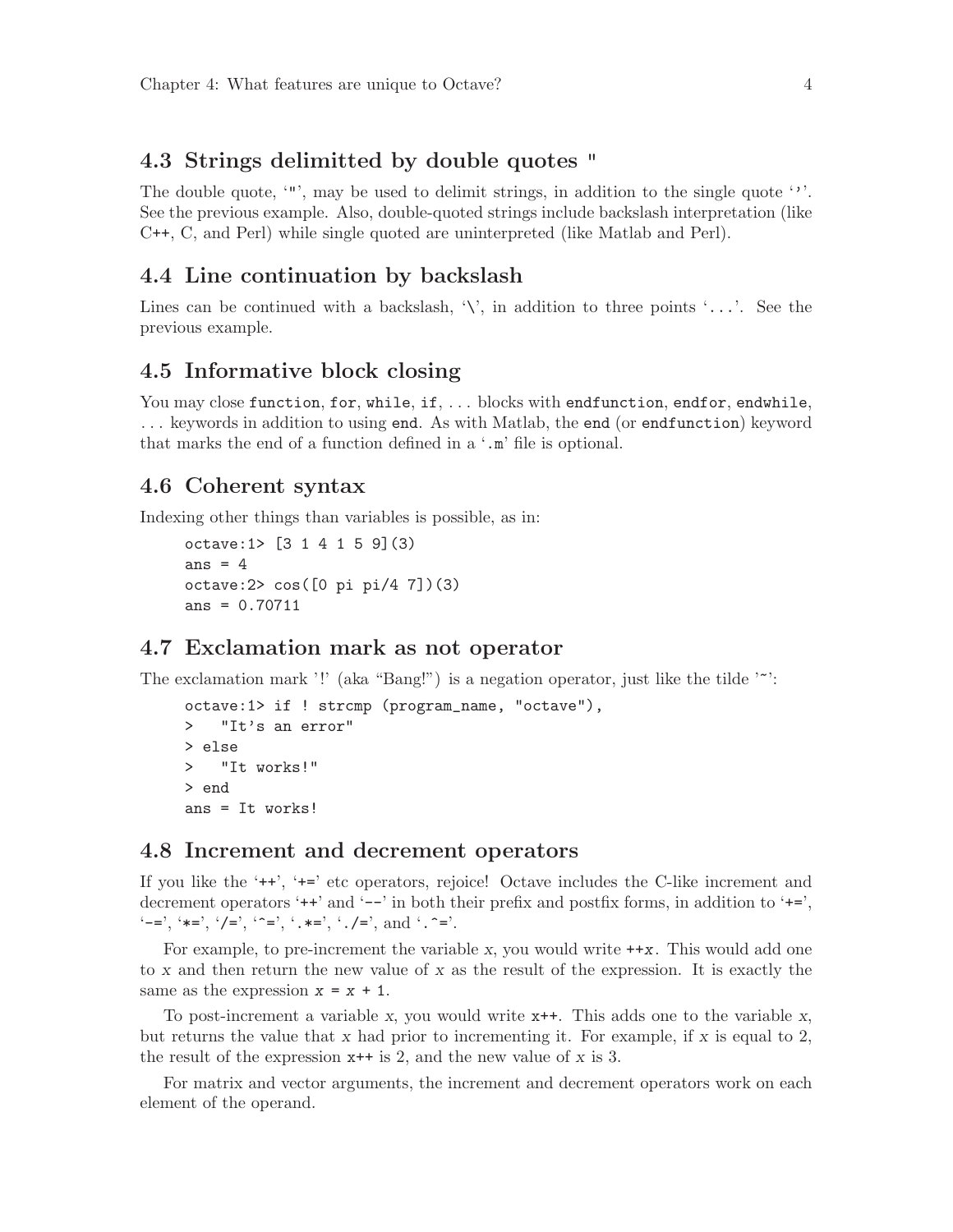## 4.3 Strings delimitted by double quotes "

The double quote, '"', may be used to delimit strings, in addition to the single quote '''. See the previous example. Also, double-quoted strings include backslash interpretation (like C++, C, and Perl) while single quoted are uninterpreted (like Matlab and Perl).

## 4.4 Line continuation by backslash

Lines can be continued with a backslash, '\', in addition to three points '...'. See the previous example.

## 4.5 Informative block closing

You may close `function`, `for`, `while`, `if`, ... blocks with `endfunction`, `endfor`, `endwhile`, ... keywords in addition to using `end`. As with Matlab, the `end` (or `endfunction`) keyword that marks the end of a function defined in a '`.m`' file is optional.

## 4.6 Coherent syntax

Indexing other things than variables is possible, as in:

```
octave:1> [3 1 4 1 5 9](3)
ans = 4
octave:2> cos([0 pi pi/4 7])(3)
ans = 0.70711
```

## 4.7 Exclamation mark as not operator

The exclamation mark '!' (aka "Bang!") is a negation operator, just like the tilde '~':

```
octave:1> if ! strcmp (program_name, "octave"),
>   "It's an error"
> else
>   "It works!"
> end
ans = It works!
```

## 4.8 Increment and decrement operators

If you like the '`++`', '`+=`' etc operators, rejoice! Octave includes the C-like increment and decrement operators '`++`' and '`--`' in both their prefix and postfix forms, in addition to '`+=`', '`-=`', '`*=`', '`/=`', '`^=`', '`.*=`', '`./=`', and '`.^=`'.

For example, to pre-increment the variable *x*, you would write `++x`. This would add one to *x* and then return the new value of *x* as the result of the expression. It is exactly the same as the expression `x = x + 1`.

To post-increment a variable *x*, you would write `x++`. This adds one to the variable *x*, but returns the value that *x* had prior to incrementing it. For example, if *x* is equal to 2, the result of the expression `x++` is 2, and the new value of *x* is 3.

For matrix and vector arguments, the increment and decrement operators work on each element of the operand.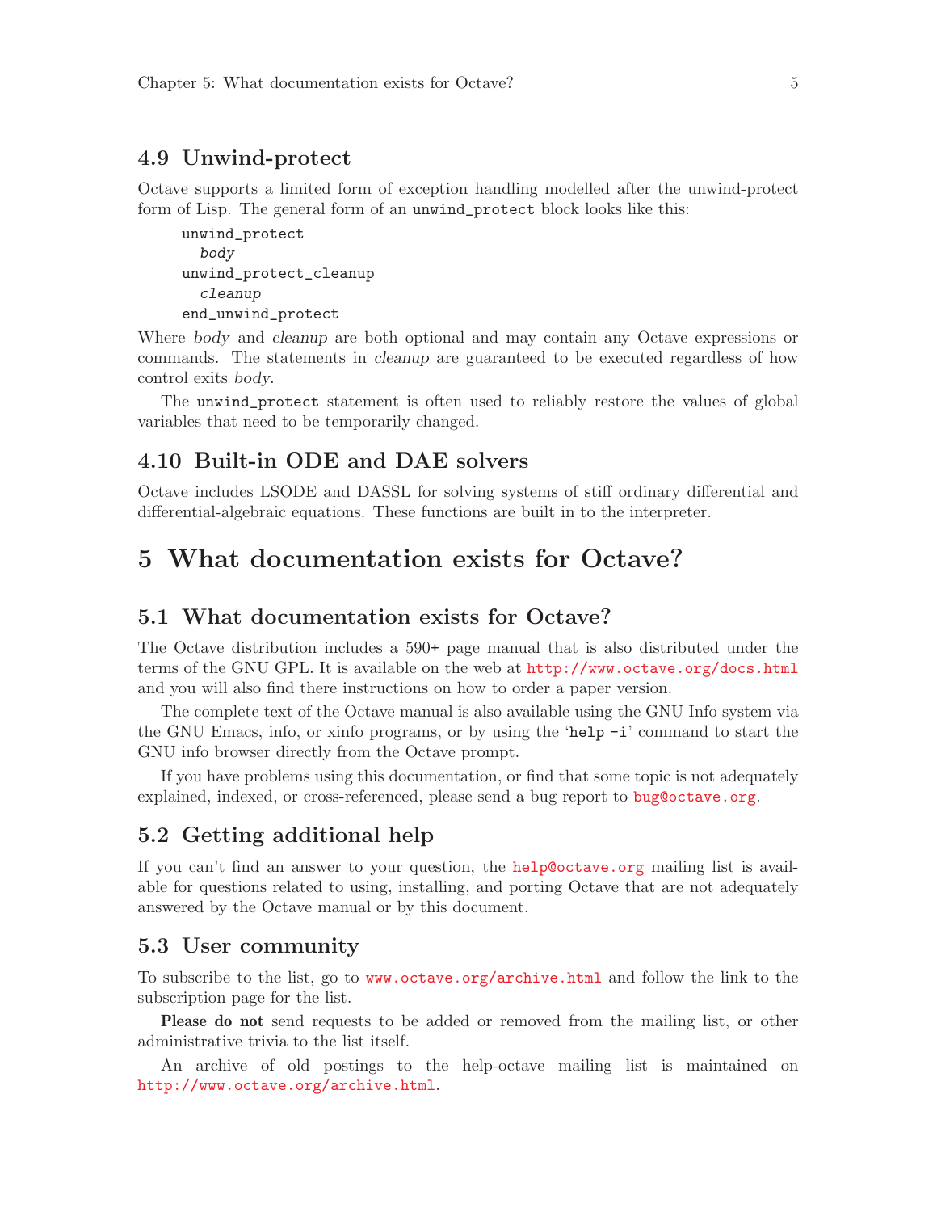## 4.9 Unwind-protect

Octave supports a limited form of exception handling modelled after the unwind-protect form of Lisp. The general form of an `unwind_protect` block looks like this:

```
unwind_protect
  body
unwind_protect_cleanup
  cleanup
end_unwind_protect
```

Where *body* and *cleanup* are both optional and may contain any Octave expressions or commands. The statements in *cleanup* are guaranteed to be executed regardless of how control exits *body*.

The `unwind_protect` statement is often used to reliably restore the values of global variables that need to be temporarily changed.

## 4.10 Built-in ODE and DAE solvers

Octave includes LSODE and DASSL for solving systems of stiff ordinary differential and differential-algebraic equations. These functions are built in to the interpreter.

# 5 What documentation exists for Octave?

## 5.1 What documentation exists for Octave?

The Octave distribution includes a 590+ page manual that is also distributed under the terms of the GNU GPL. It is available on the web at http://www.octave.org/docs.html and you will also find there instructions on how to order a paper version.

The complete text of the Octave manual is also available using the GNU Info system via the GNU Emacs, info, or xinfo programs, or by using the '`help -i`' command to start the GNU info browser directly from the Octave prompt.

If you have problems using this documentation, or find that some topic is not adequately explained, indexed, or cross-referenced, please send a bug report to bug@octave.org.

## 5.2 Getting additional help

If you can't find an answer to your question, the help@octave.org mailing list is available for questions related to using, installing, and porting Octave that are not adequately answered by the Octave manual or by this document.

## 5.3 User community

To subscribe to the list, go to www.octave.org/archive.html and follow the link to the subscription page for the list.

**Please do not** send requests to be added or removed from the mailing list, or other administrative trivia to the list itself.

An archive of old postings to the help-octave mailing list is maintained on http://www.octave.org/archive.html.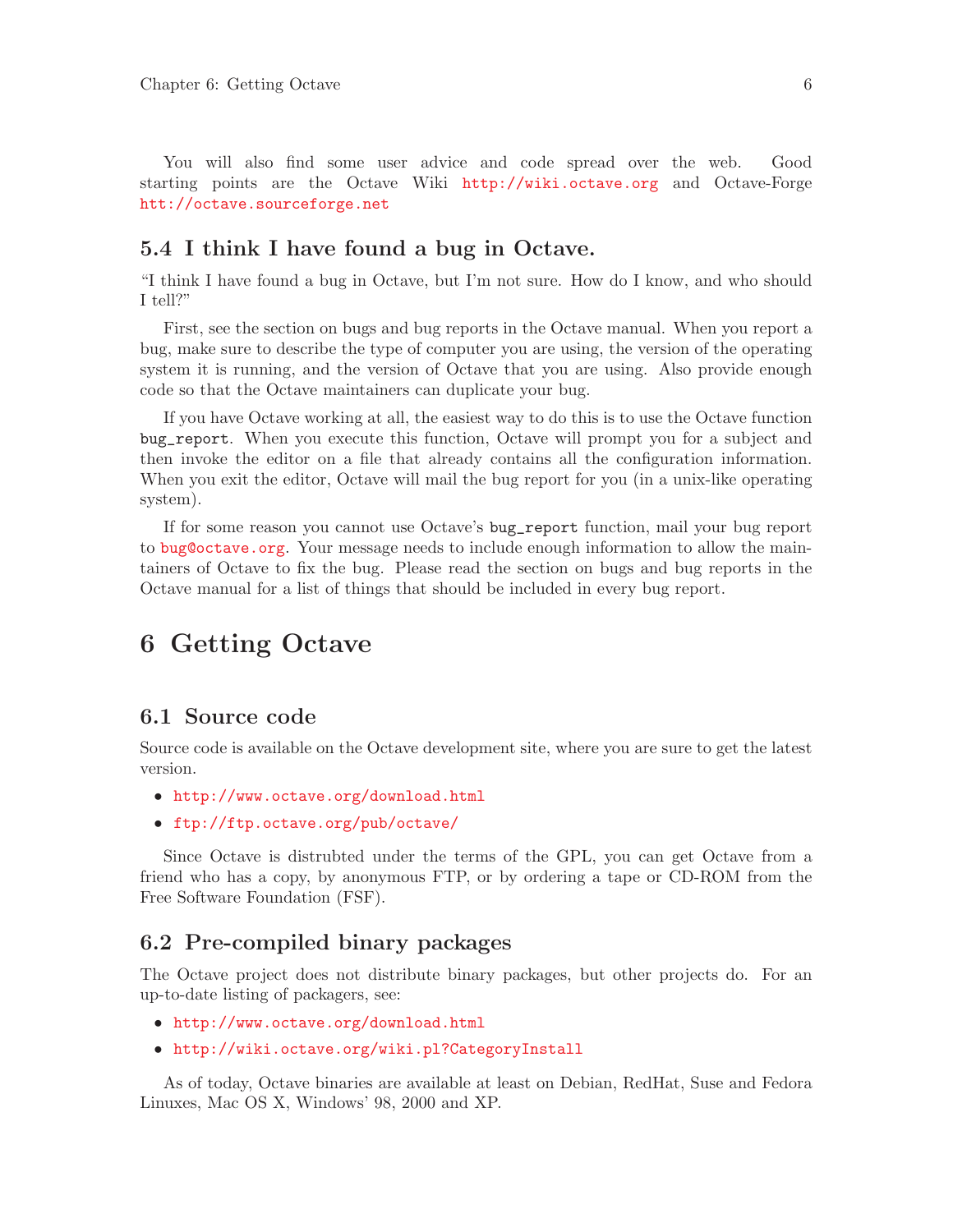You will also find some user advice and code spread over the web. Good starting points are the Octave Wiki http://wiki.octave.org and Octave-Forge htt://octave.sourceforge.net

## 5.4 I think I have found a bug in Octave.

"I think I have found a bug in Octave, but I'm not sure. How do I know, and who should I tell?"

First, see the section on bugs and bug reports in the Octave manual. When you report a bug, make sure to describe the type of computer you are using, the version of the operating system it is running, and the version of Octave that you are using. Also provide enough code so that the Octave maintainers can duplicate your bug.

If you have Octave working at all, the easiest way to do this is to use the Octave function `bug_report`. When you execute this function, Octave will prompt you for a subject and then invoke the editor on a file that already contains all the configuration information. When you exit the editor, Octave will mail the bug report for you (in a unix-like operating system).

If for some reason you cannot use Octave's `bug_report` function, mail your bug report to bug@octave.org. Your message needs to include enough information to allow the maintainers of Octave to fix the bug. Please read the section on bugs and bug reports in the Octave manual for a list of things that should be included in every bug report.

# 6 Getting Octave

## 6.1 Source code

Source code is available on the Octave development site, where you are sure to get the latest version.

- http://www.octave.org/download.html
- ftp://ftp.octave.org/pub/octave/

Since Octave is distrubted under the terms of the GPL, you can get Octave from a friend who has a copy, by anonymous FTP, or by ordering a tape or CD-ROM from the Free Software Foundation (FSF).

## 6.2 Pre-compiled binary packages

The Octave project does not distribute binary packages, but other projects do. For an up-to-date listing of packagers, see:

- http://www.octave.org/download.html
- http://wiki.octave.org/wiki.pl?CategoryInstall

As of today, Octave binaries are available at least on Debian, RedHat, Suse and Fedora Linuxes, Mac OS X, Windows' 98, 2000 and XP.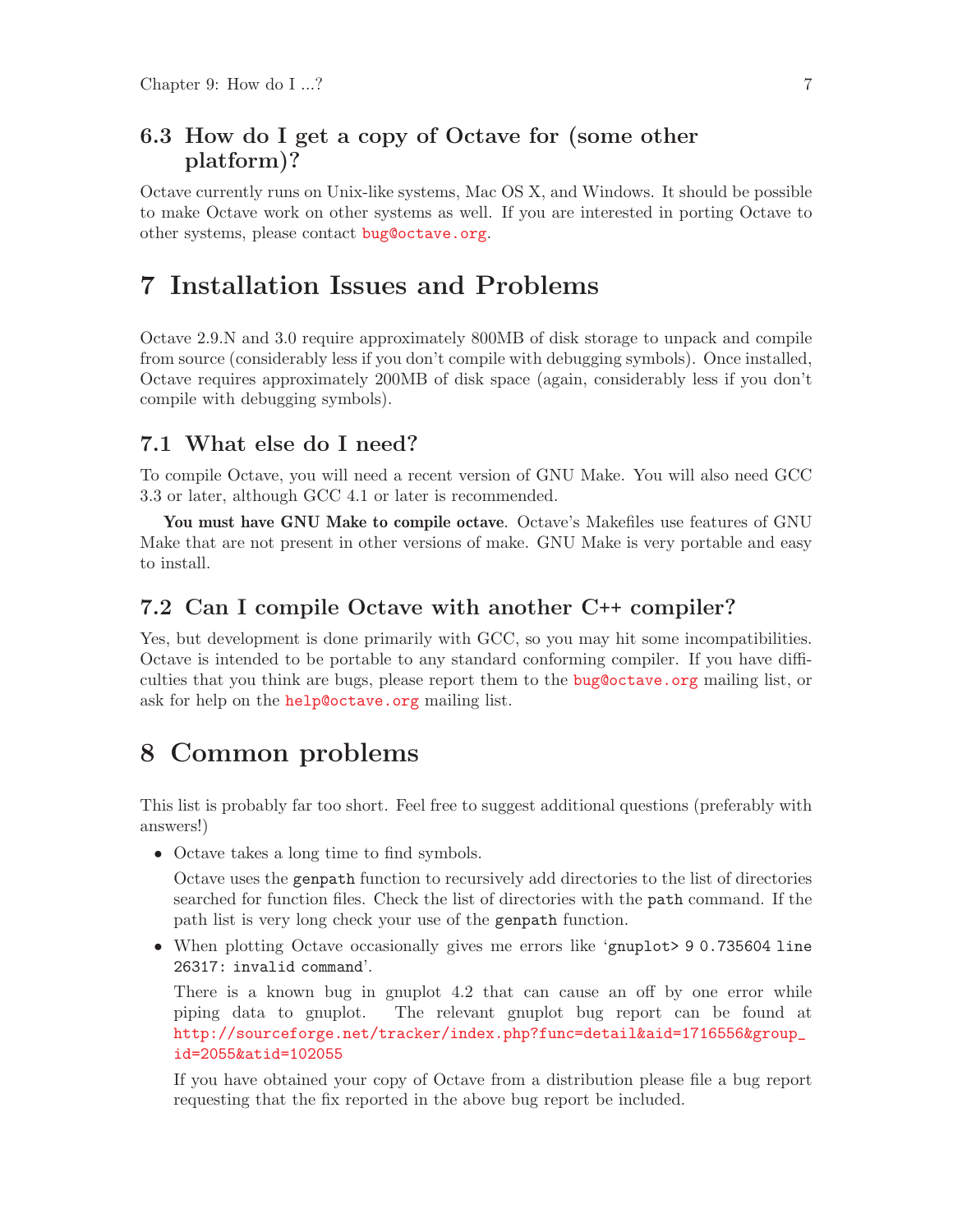## 6.3 How do I get a copy of Octave for (some other platform)?

Octave currently runs on Unix-like systems, Mac OS X, and Windows. It should be possible to make Octave work on other systems as well. If you are interested in porting Octave to other systems, please contact bug@octave.org.

# 7 Installation Issues and Problems

Octave 2.9.N and 3.0 require approximately 800MB of disk storage to unpack and compile from source (considerably less if you don't compile with debugging symbols). Once installed, Octave requires approximately 200MB of disk space (again, considerably less if you don't compile with debugging symbols).

## 7.1 What else do I need?

To compile Octave, you will need a recent version of GNU Make. You will also need GCC 3.3 or later, although GCC 4.1 or later is recommended.

**You must have GNU Make to compile octave**. Octave's Makefiles use features of GNU Make that are not present in other versions of make. GNU Make is very portable and easy to install.

## 7.2 Can I compile Octave with another C++ compiler?

Yes, but development is done primarily with GCC, so you may hit some incompatibilities. Octave is intended to be portable to any standard conforming compiler. If you have difficulties that you think are bugs, please report them to the bug@octave.org mailing list, or ask for help on the help@octave.org mailing list.

# 8 Common problems

This list is probably far too short. Feel free to suggest additional questions (preferably with answers!)

- Octave takes a long time to find symbols.

  Octave uses the `genpath` function to recursively add directories to the list of directories searched for function files. Check the list of directories with the `path` command. If the path list is very long check your use of the `genpath` function.

- When plotting Octave occasionally gives me errors like '`gnuplot> 9 0.735604 line 26317: invalid command`'.

  There is a known bug in gnuplot 4.2 that can cause an off by one error while piping data to gnuplot. The relevant gnuplot bug report can be found at http://sourceforge.net/tracker/index.php?func=detail&aid=1716556&group_id=2055&atid=102055

  If you have obtained your copy of Octave from a distribution please file a bug report requesting that the fix reported in the above bug report be included.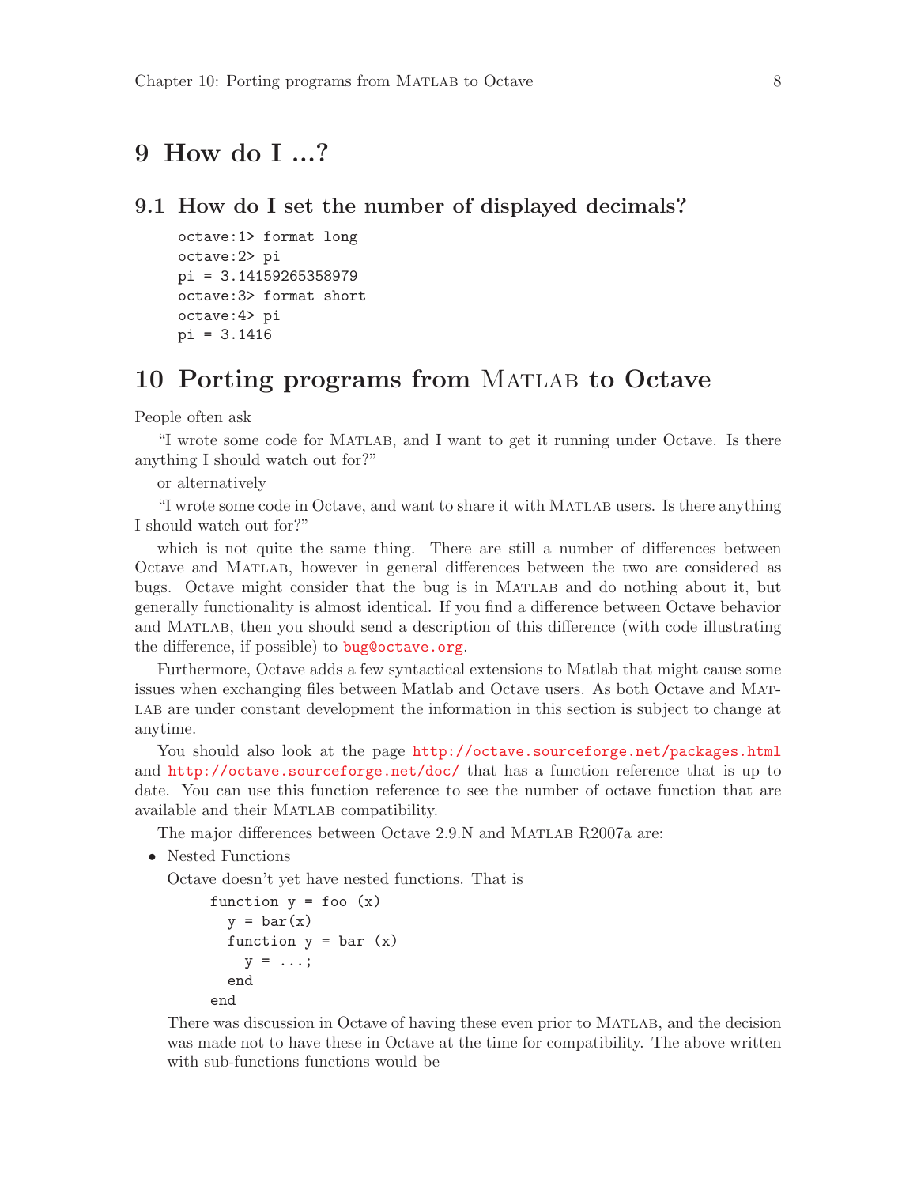# 9 How do I ...?

## 9.1 How do I set the number of displayed decimals?

```
octave:1> format long
octave:2> pi
pi = 3.14159265358979
octave:3> format short
octave:4> pi
pi = 3.1416
```

# 10 Porting programs from Matlab to Octave

People often ask

"I wrote some code for Matlab, and I want to get it running under Octave. Is there anything I should watch out for?"

or alternatively

"I wrote some code in Octave, and want to share it with Matlab users. Is there anything I should watch out for?"

which is not quite the same thing. There are still a number of differences between Octave and Matlab, however in general differences between the two are considered as bugs. Octave might consider that the bug is in Matlab and do nothing about it, but generally functionality is almost identical. If you find a difference between Octave behavior and Matlab, then you should send a description of this difference (with code illustrating the difference, if possible) to bug@octave.org.

Furthermore, Octave adds a few syntactical extensions to Matlab that might cause some issues when exchanging files between Matlab and Octave users. As both Octave and Matlab are under constant development the information in this section is subject to change at anytime.

You should also look at the page http://octave.sourceforge.net/packages.html and http://octave.sourceforge.net/doc/ that has a function reference that is up to date. You can use this function reference to see the number of octave function that are available and their Matlab compatibility.

The major differences between Octave 2.9.N and Matlab R2007a are:

- Nested Functions

  Octave doesn't yet have nested functions. That is

  ```
  function y = foo (x)
    y = bar(x)
    function y = bar (x)
      y = ...;
    end
  end
  ```

  There was discussion in Octave of having these even prior to Matlab, and the decision was made not to have these in Octave at the time for compatibility. The above written with sub-functions functions would be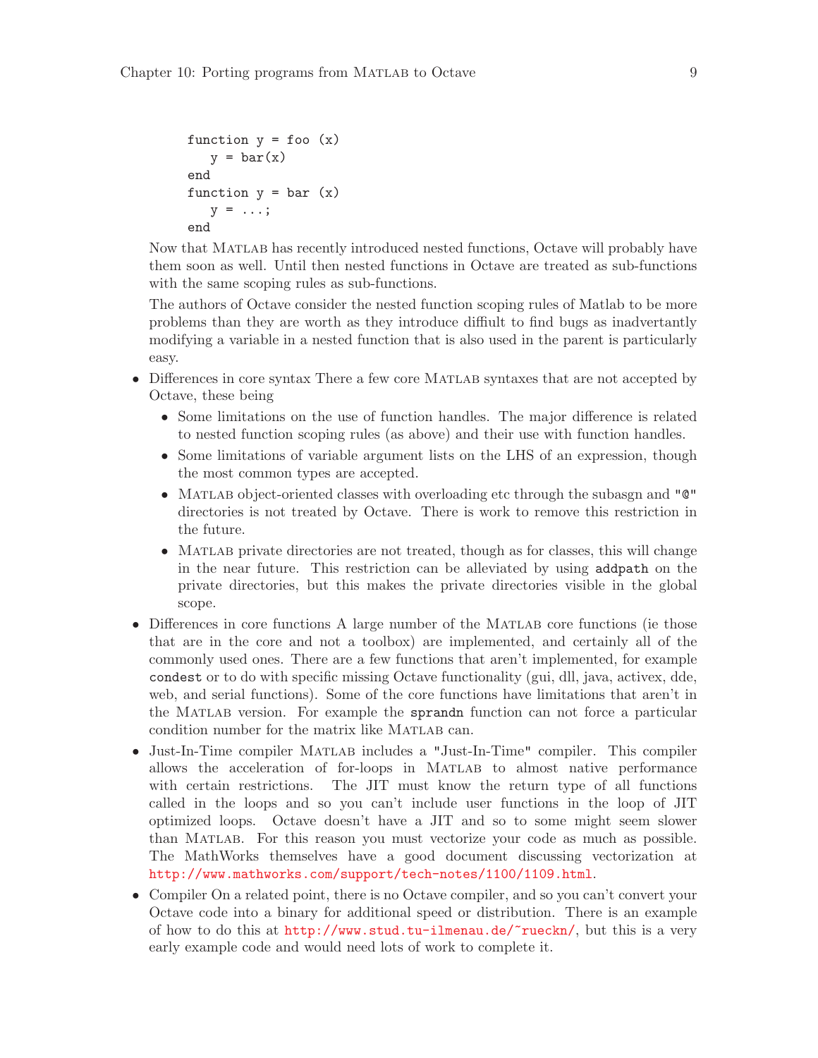```
function y = foo (x)
   y = bar(x)
end
function y = bar (x)
   y = ...;
end
```

Now that MATLAB has recently introduced nested functions, Octave will probably have them soon as well. Until then nested functions in Octave are treated as sub-functions with the same scoping rules as sub-functions.

The authors of Octave consider the nested function scoping rules of Matlab to be more problems than they are worth as they introduce diffiult to find bugs as inadvertantly modifying a variable in a nested function that is also used in the parent is particularly easy.

- Differences in core syntax There a few core MATLAB syntaxes that are not accepted by Octave, these being
  - Some limitations on the use of function handles. The major difference is related to nested function scoping rules (as above) and their use with function handles.
  - Some limitations of variable argument lists on the LHS of an expression, though the most common types are accepted.
  - MATLAB object-oriented classes with overloading etc through the subasgn and "@" directories is not treated by Octave. There is work to remove this restriction in the future.
  - MATLAB private directories are not treated, though as for classes, this will change in the near future. This restriction can be alleviated by using `addpath` on the private directories, but this makes the private directories visible in the global scope.
- Differences in core functions A large number of the MATLAB core functions (ie those that are in the core and not a toolbox) are implemented, and certainly all of the commonly used ones. There are a few functions that aren't implemented, for example `condest` or to do with specific missing Octave functionality (gui, dll, java, activex, dde, web, and serial functions). Some of the core functions have limitations that aren't in the MATLAB version. For example the `sprandn` function can not force a particular condition number for the matrix like MATLAB can.
- Just-In-Time compiler MATLAB includes a "Just-In-Time" compiler. This compiler allows the acceleration of for-loops in MATLAB to almost native performance with certain restrictions. The JIT must know the return type of all functions called in the loops and so you can't include user functions in the loop of JIT optimized loops. Octave doesn't have a JIT and so to some might seem slower than MATLAB. For this reason you must vectorize your code as much as possible. The MathWorks themselves have a good document discussing vectorization at http://www.mathworks.com/support/tech-notes/1100/1109.html.
- Compiler On a related point, there is no Octave compiler, and so you can't convert your Octave code into a binary for additional speed or distribution. There is an example of how to do this at http://www.stud.tu-ilmenau.de/~rueckn/, but this is a very early example code and would need lots of work to complete it.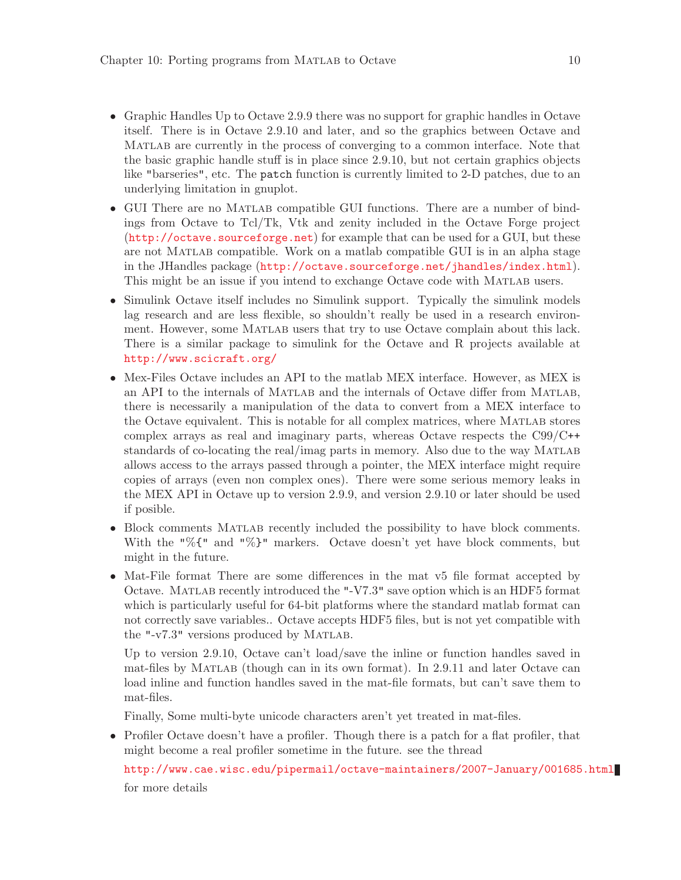- Graphic Handles Up to Octave 2.9.9 there was no support for graphic handles in Octave itself. There is in Octave 2.9.10 and later, and so the graphics between Octave and MATLAB are currently in the process of converging to a common interface. Note that the basic graphic handle stuff is in place since 2.9.10, but not certain graphics objects like "barseries", etc. The `patch` function is currently limited to 2-D patches, due to an underlying limitation in gnuplot.
- GUI There are no MATLAB compatible GUI functions. There are a number of bindings from Octave to Tcl/Tk, Vtk and zenity included in the Octave Forge project (http://octave.sourceforge.net) for example that can be used for a GUI, but these are not MATLAB compatible. Work on a matlab compatible GUI is in an alpha stage in the JHandles package (http://octave.sourceforge.net/jhandles/index.html). This might be an issue if you intend to exchange Octave code with MATLAB users.
- Simulink Octave itself includes no Simulink support. Typically the simulink models lag research and are less flexible, so shouldn't really be used in a research environment. However, some MATLAB users that try to use Octave complain about this lack. There is a similar package to simulink for the Octave and R projects available at http://www.scicraft.org/
- Mex-Files Octave includes an API to the matlab MEX interface. However, as MEX is an API to the internals of MATLAB and the internals of Octave differ from MATLAB, there is necessarily a manipulation of the data to convert from a MEX interface to the Octave equivalent. This is notable for all complex matrices, where MATLAB stores complex arrays as real and imaginary parts, whereas Octave respects the C99/C++ standards of co-locating the real/imag parts in memory. Also due to the way MATLAB allows access to the arrays passed through a pointer, the MEX interface might require copies of arrays (even non complex ones). There were some serious memory leaks in the MEX API in Octave up to version 2.9.9, and version 2.9.10 or later should be used if posible.
- Block comments MATLAB recently included the possibility to have block comments. With the "%{" and "%}" markers. Octave doesn't yet have block comments, but might in the future.
- Mat-File format There are some differences in the mat v5 file format accepted by Octave. MATLAB recently introduced the "-V7.3" save option which is an HDF5 format which is particularly useful for 64-bit platforms where the standard matlab format can not correctly save variables.. Octave accepts HDF5 files, but is not yet compatible with the "-v7.3" versions produced by MATLAB.

  Up to version 2.9.10, Octave can't load/save the inline or function handles saved in mat-files by MATLAB (though can in its own format). In 2.9.11 and later Octave can load inline and function handles saved in the mat-file formats, but can't save them to mat-files.

  Finally, Some multi-byte unicode characters aren't yet treated in mat-files.
- Profiler Octave doesn't have a profiler. Though there is a patch for a flat profiler, that might become a real profiler sometime in the future. see the thread

  http://www.cae.wisc.edu/pipermail/octave-maintainers/2007-January/001685.html

  for more details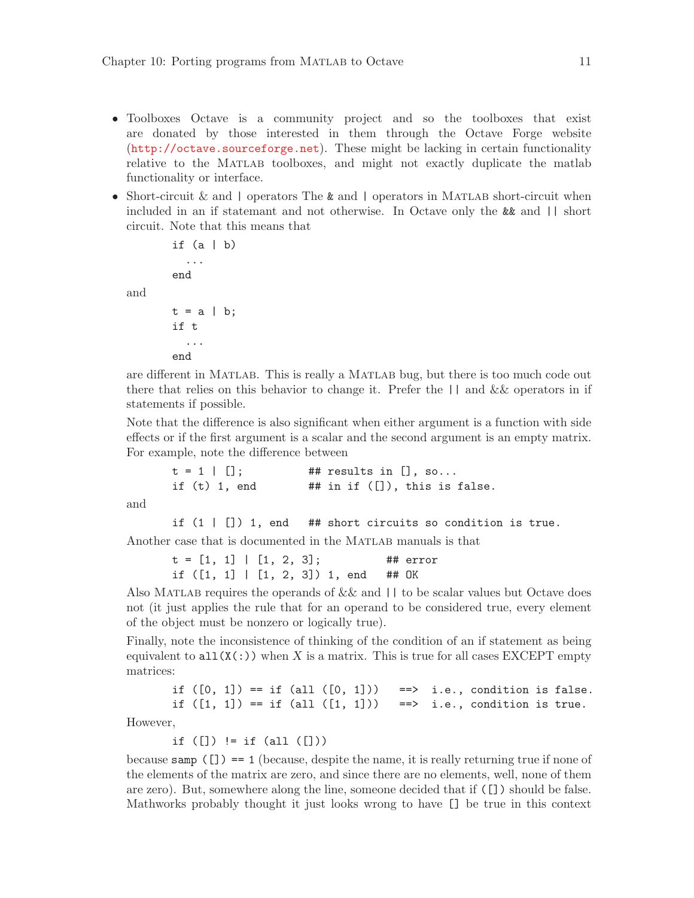- Toolboxes Octave is a community project and so the toolboxes that exist are donated by those interested in them through the Octave Forge website (http://octave.sourceforge.net). These might be lacking in certain functionality relative to the MATLAB toolboxes, and might not exactly duplicate the matlab functionality or interface.
- Short-circuit & and | operators The & and | operators in MATLAB short-circuit when included in an if statemant and not otherwise. In Octave only the && and || short circuit. Note that this means that

  ```
  if (a | b)
    ...
  end
  ```

  and

  ```
  t = a | b;
  if t
    ...
  end
  ```

  are different in MATLAB. This is really a MATLAB bug, but there is too much code out there that relies on this behavior to change it. Prefer the || and && operators in if statements if possible.

  Note that the difference is also significant when either argument is a function with side effects or if the first argument is a scalar and the second argument is an empty matrix. For example, note the difference between

  ```
  t = 1 | [];          ## results in [], so...
  if (t) 1, end        ## in if ([]), this is false.
  ```

  and

  ```
  if (1 | []) 1, end   ## short circuits so condition is true.
  ```

  Another case that is documented in the MATLAB manuals is that

  ```
  t = [1, 1] | [1, 2, 3];          ## error
  if ([1, 1] | [1, 2, 3]) 1, end   ## OK
  ```

  Also MATLAB requires the operands of && and || to be scalar values but Octave does not (it just applies the rule that for an operand to be considered true, every element of the object must be nonzero or logically true).

  Finally, note the inconsistence of thinking of the condition of an if statement as being equivalent to `all(X(:))` when $X$ is a matrix. This is true for all cases EXCEPT empty matrices:

  ```
  if ([0, 1]) == if (all ([0, 1]))   ==>  i.e., condition is false.
  if ([1, 1]) == if (all ([1, 1]))   ==>  i.e., condition is true.
  ```

  However,

  ```
  if ([]) != if (all ([]))
  ```

  because `samp ([]) == 1` (because, despite the name, it is really returning true if none of the elements of the matrix are zero, and since there are no elements, well, none of them are zero). But, somewhere along the line, someone decided that `if ([])` should be false. Mathworks probably thought it just looks wrong to have `[]` be true in this context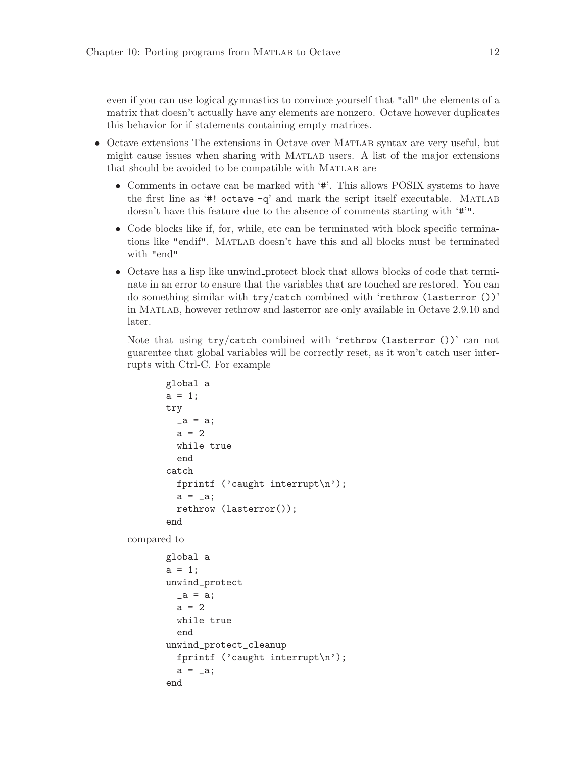even if you can use logical gymnastics to convince yourself that "all" the elements of a matrix that doesn't actually have any elements are nonzero. Octave however duplicates this behavior for if statements containing empty matrices.

- Octave extensions The extensions in Octave over MATLAB syntax are very useful, but might cause issues when sharing with MATLAB users. A list of the major extensions that should be avoided to be compatible with MATLAB are
  - Comments in octave can be marked with '`#`'. This allows POSIX systems to have the first line as '`#! octave -q`' and mark the script itself executable. MATLAB doesn't have this feature due to the absence of comments starting with '`#`'".
  - Code blocks like if, for, while, etc can be terminated with block specific terminations like "endif". MATLAB doesn't have this and all blocks must be terminated with "end"
  - Octave has a lisp like unwind_protect block that allows blocks of code that terminate in an error to ensure that the variables that are touched are restored. You can do something similar with `try`/`catch` combined with '`rethrow (lasterror ())`' in MATLAB, however rethrow and lasterror are only available in Octave 2.9.10 and later.

    Note that using `try`/`catch` combined with '`rethrow (lasterror ())`' can not guarentee that global variables will be correctly reset, as it won't catch user interrupts with Ctrl-C. For example

    ```
    global a
    a = 1;
    try
      _a = a;
      a = 2
      while true
      end
    catch
      fprintf ('caught interrupt\n');
      a = _a;
      rethrow (lasterror());
    end
    ```

    compared to

    ```
    global a
    a = 1;
    unwind_protect
      _a = a;
      a = 2
      while true
      end
    unwind_protect_cleanup
      fprintf ('caught interrupt\n');
      a = _a;
    end
    ```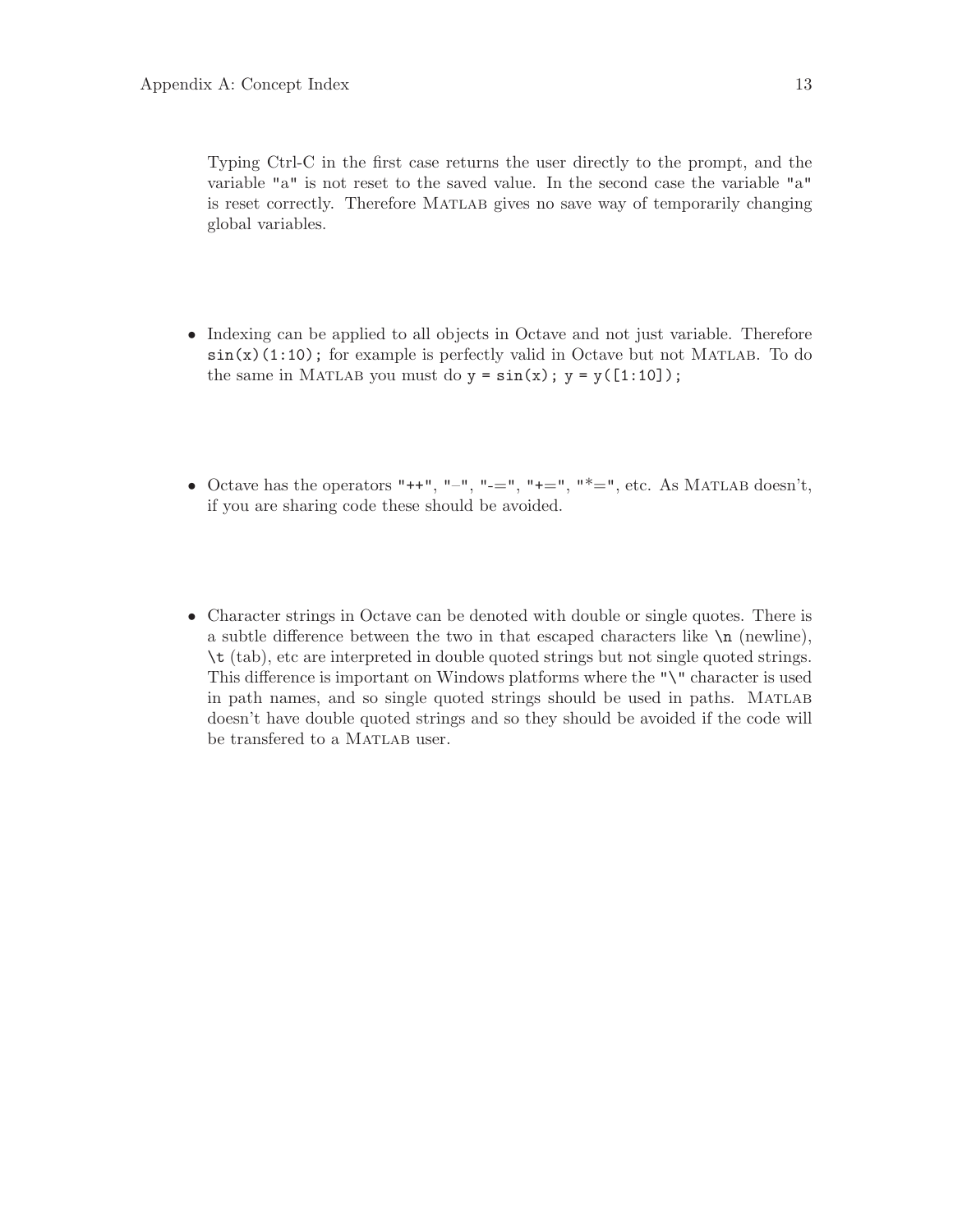Typing Ctrl-C in the first case returns the user directly to the prompt, and the variable "a" is not reset to the saved value. In the second case the variable "a" is reset correctly. Therefore MATLAB gives no save way of temporarily changing global variables.

- Indexing can be applied to all objects in Octave and not just variable. Therefore `sin(x)(1:10);` for example is perfectly valid in Octave but not MATLAB. To do the same in MATLAB you must do `y = sin(x); y = y([1:10]);`

- Octave has the operators "++", "--", "-=", "+=", "*=", etc. As MATLAB doesn't, if you are sharing code these should be avoided.

- Character strings in Octave can be denoted with double or single quotes. There is a subtle difference between the two in that escaped characters like `\n` (newline), `\t` (tab), etc are interpreted in double quoted strings but not single quoted strings. This difference is important on Windows platforms where the "\" character is used in path names, and so single quoted strings should be used in paths. MATLAB doesn't have double quoted strings and so they should be avoided if the code will be transfered to a MATLAB user.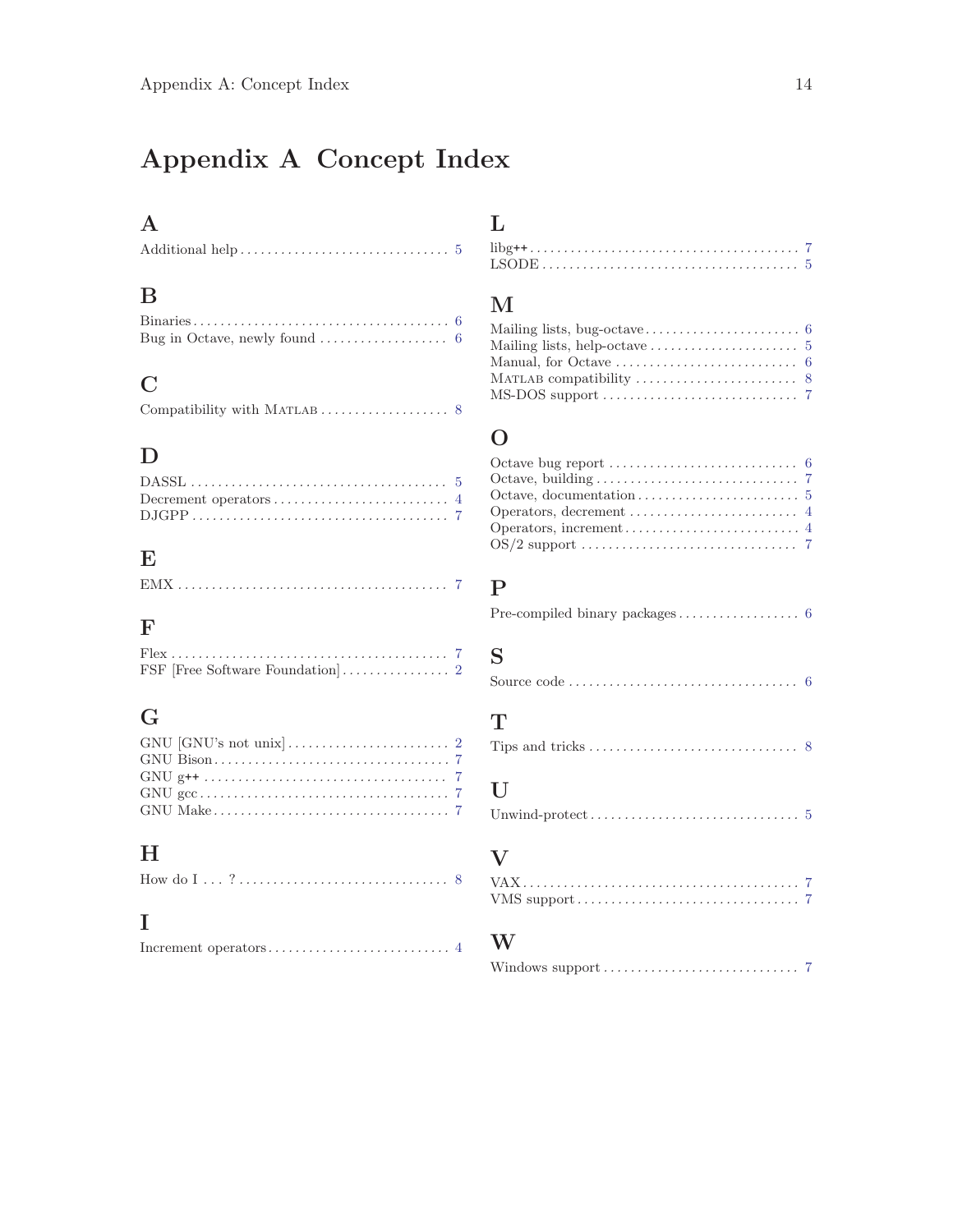# Appendix A Concept Index

## A

Additional help . . . . . . . . . . . . . . . . . . . . . . . . . . . . . . . 5

## B

Binaries . . . . . . . . . . . . . . . . . . . . . . . . . . . . . . . . . . . . . . 6
Bug in Octave, newly found . . . . . . . . . . . . . . . . . . . 6

## C

Compatibility with MATLAB . . . . . . . . . . . . . . . . . . . 8

## D

DASSL . . . . . . . . . . . . . . . . . . . . . . . . . . . . . . . . . . . . . 5
Decrement operators . . . . . . . . . . . . . . . . . . . . . . . . . . 4
DJGPP . . . . . . . . . . . . . . . . . . . . . . . . . . . . . . . . . . . . . 7

## E

EMX . . . . . . . . . . . . . . . . . . . . . . . . . . . . . . . . . . . . . . . 7

## F

Flex . . . . . . . . . . . . . . . . . . . . . . . . . . . . . . . . . . . . . . . . 7
FSF [Free Software Foundation] . . . . . . . . . . . . . . . . 2

## G

GNU [GNU's not unix] . . . . . . . . . . . . . . . . . . . . . . . . 2
GNU Bison . . . . . . . . . . . . . . . . . . . . . . . . . . . . . . . . . . 7
GNU g++ . . . . . . . . . . . . . . . . . . . . . . . . . . . . . . . . . . . 7
GNU gcc . . . . . . . . . . . . . . . . . . . . . . . . . . . . . . . . . . . . 7
GNU Make . . . . . . . . . . . . . . . . . . . . . . . . . . . . . . . . . . 7

## H

How do I . . . ? . . . . . . . . . . . . . . . . . . . . . . . . . . . . . . 8

## I

Increment operators . . . . . . . . . . . . . . . . . . . . . . . . . . . 4

## L

libg++ . . . . . . . . . . . . . . . . . . . . . . . . . . . . . . . . . . . . . . 7
LSODE . . . . . . . . . . . . . . . . . . . . . . . . . . . . . . . . . . . . . 5

## M

Mailing lists, bug-octave . . . . . . . . . . . . . . . . . . . . . . . 6
Mailing lists, help-octave . . . . . . . . . . . . . . . . . . . . . . 5
Manual, for Octave . . . . . . . . . . . . . . . . . . . . . . . . . . . 6
MATLAB compatibility . . . . . . . . . . . . . . . . . . . . . . . . 8
MS-DOS support . . . . . . . . . . . . . . . . . . . . . . . . . . . . . 7

## O

Octave bug report . . . . . . . . . . . . . . . . . . . . . . . . . . . . 6
Octave, building . . . . . . . . . . . . . . . . . . . . . . . . . . . . . . 7
Octave, documentation . . . . . . . . . . . . . . . . . . . . . . . . 5
Operators, decrement . . . . . . . . . . . . . . . . . . . . . . . . . 4
Operators, increment . . . . . . . . . . . . . . . . . . . . . . . . . . 4
OS/2 support . . . . . . . . . . . . . . . . . . . . . . . . . . . . . . . . 7

## P

Pre-compiled binary packages . . . . . . . . . . . . . . . . . . 6

## S

Source code . . . . . . . . . . . . . . . . . . . . . . . . . . . . . . . . . 6

## T

Tips and tricks . . . . . . . . . . . . . . . . . . . . . . . . . . . . . . . 8

## U

Unwind-protect . . . . . . . . . . . . . . . . . . . . . . . . . . . . . . . 5

## V

VAX . . . . . . . . . . . . . . . . . . . . . . . . . . . . . . . . . . . . . . . . 7
VMS support . . . . . . . . . . . . . . . . . . . . . . . . . . . . . . . . . 7

## W

Windows support . . . . . . . . . . . . . . . . . . . . . . . . . . . . 7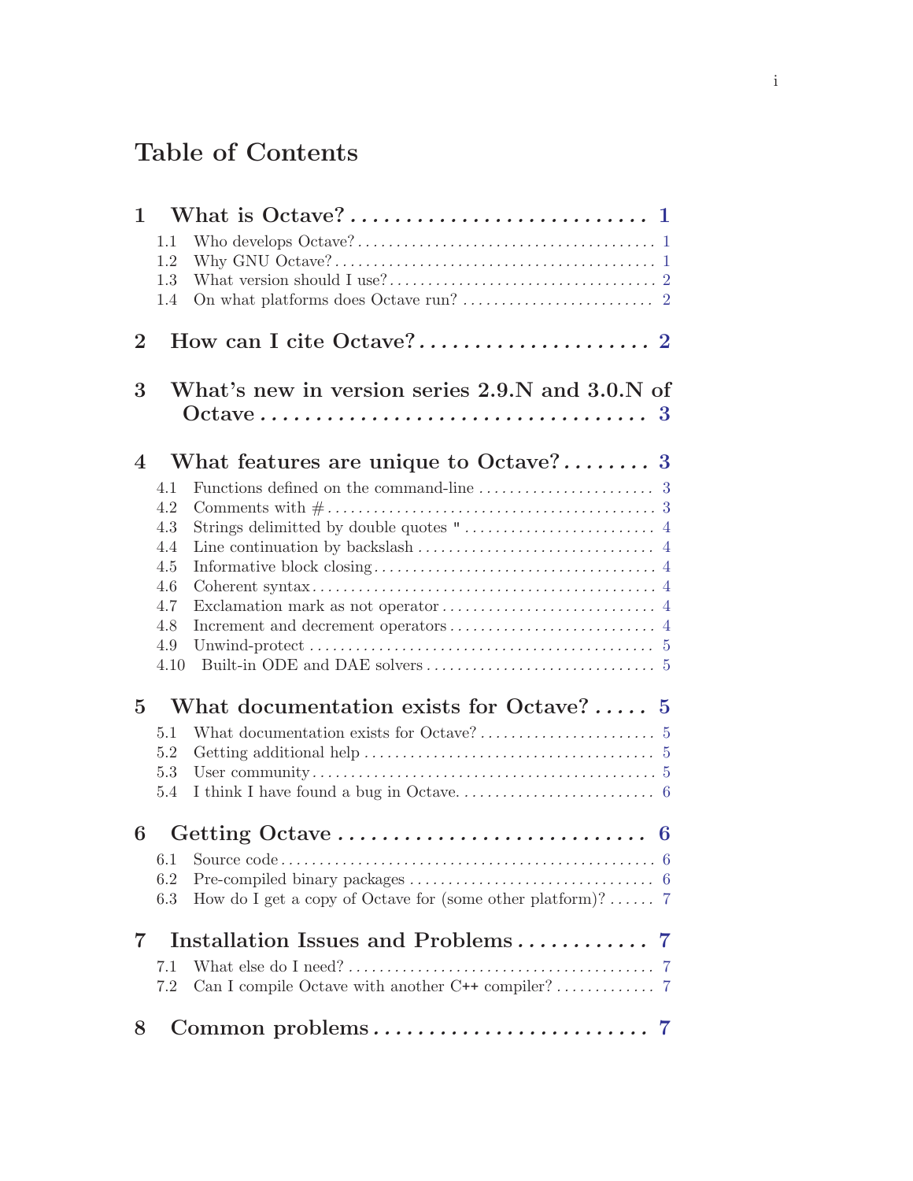# Table of Contents

1 What is Octave? . . . . . . . . . . . . . . . . . . . . . . . . . . . . 1
- 1.1 Who develops Octave? . . . . . . . . . . . . . . . . . . . . . . . . 1
- 1.2 Why GNU Octave? . . . . . . . . . . . . . . . . . . . . . . . . . . 1
- 1.3 What version should I use? . . . . . . . . . . . . . . . . . . . . 2
- 1.4 On what platforms does Octave run? . . . . . . . . . . . . . . . . 2

2 How can I cite Octave? . . . . . . . . . . . . . . . . . . . . . 2

3 What's new in version series 2.9.N and 3.0.N of Octave . . . . . . . . . . . . . . . . . . . . . . . . . . . . . . . . . 3

4 What features are unique to Octave? . . . . . . . . . 3
- 4.1 Functions defined on the command-line . . . . . . . . . . . . . . . 3
- 4.2 Comments with # . . . . . . . . . . . . . . . . . . . . . . . . . . . 3
- 4.3 Strings delimitted by double quotes " . . . . . . . . . . . . . . . 4
- 4.4 Line continuation by backslash . . . . . . . . . . . . . . . . . . . 4
- 4.5 Informative block closing . . . . . . . . . . . . . . . . . . . . . . 4
- 4.6 Coherent syntax . . . . . . . . . . . . . . . . . . . . . . . . . . . 4
- 4.7 Exclamation mark as not operator . . . . . . . . . . . . . . . . . . 4
- 4.8 Increment and decrement operators . . . . . . . . . . . . . . . . . 4
- 4.9 Unwind-protect . . . . . . . . . . . . . . . . . . . . . . . . . . . . 5
- 4.10 Built-in ODE and DAE solvers . . . . . . . . . . . . . . . . . . . 5

5 What documentation exists for Octave? . . . . . 5
- 5.1 What documentation exists for Octave? . . . . . . . . . . . . . . . 5
- 5.2 Getting additional help . . . . . . . . . . . . . . . . . . . . . . . 5
- 5.3 User community . . . . . . . . . . . . . . . . . . . . . . . . . . . 5
- 5.4 I think I have found a bug in Octave. . . . . . . . . . . . . . . . 6

6 Getting Octave . . . . . . . . . . . . . . . . . . . . . . . . . . . . 6
- 6.1 Source code . . . . . . . . . . . . . . . . . . . . . . . . . . . . . 6
- 6.2 Pre-compiled binary packages . . . . . . . . . . . . . . . . . . . . 6
- 6.3 How do I get a copy of Octave for (some other platform)? . . . . . . 7

7 Installation Issues and Problems . . . . . . . . . . . . 7
- 7.1 What else do I need? . . . . . . . . . . . . . . . . . . . . . . . . 7
- 7.2 Can I compile Octave with another C++ compiler? . . . . . . . . . . . 7

8 Common problems . . . . . . . . . . . . . . . . . . . . . . . . . 7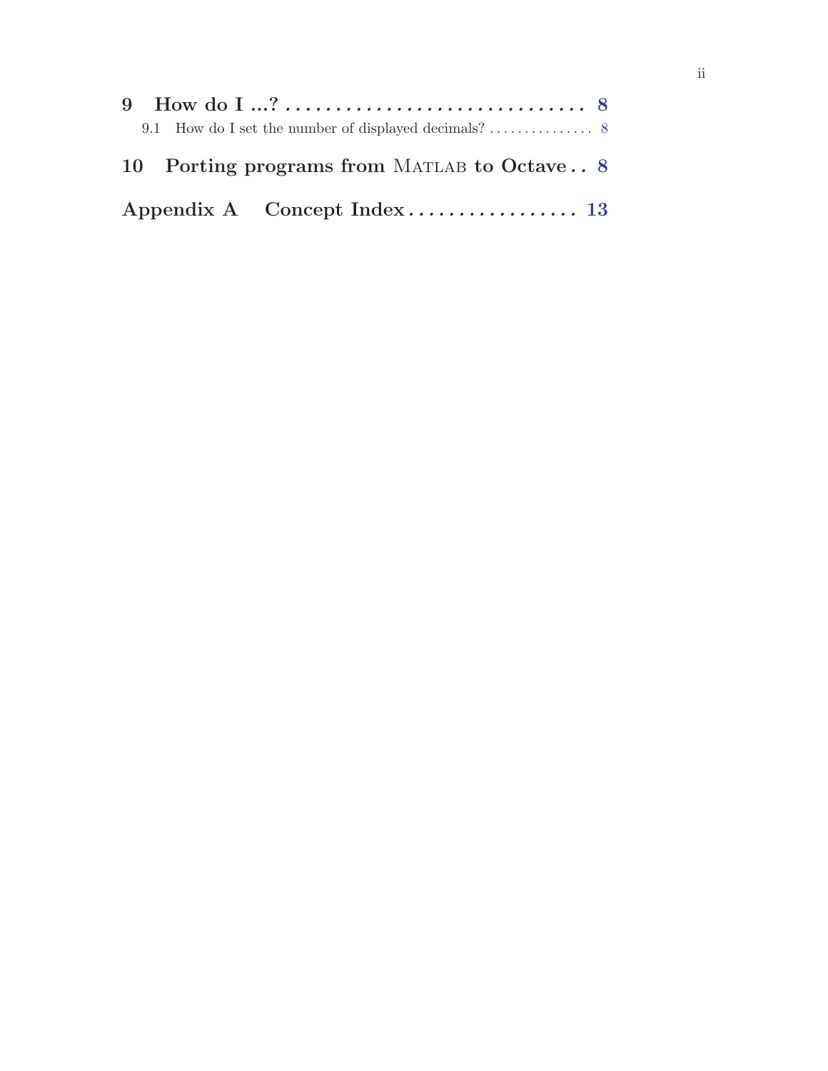**9 How do I ...? .............................. 8**

9.1 How do I set the number of displayed decimals? ............... 8

**10 Porting programs from Matlab to Octave . . 8**

**Appendix A Concept Index .................. 13**